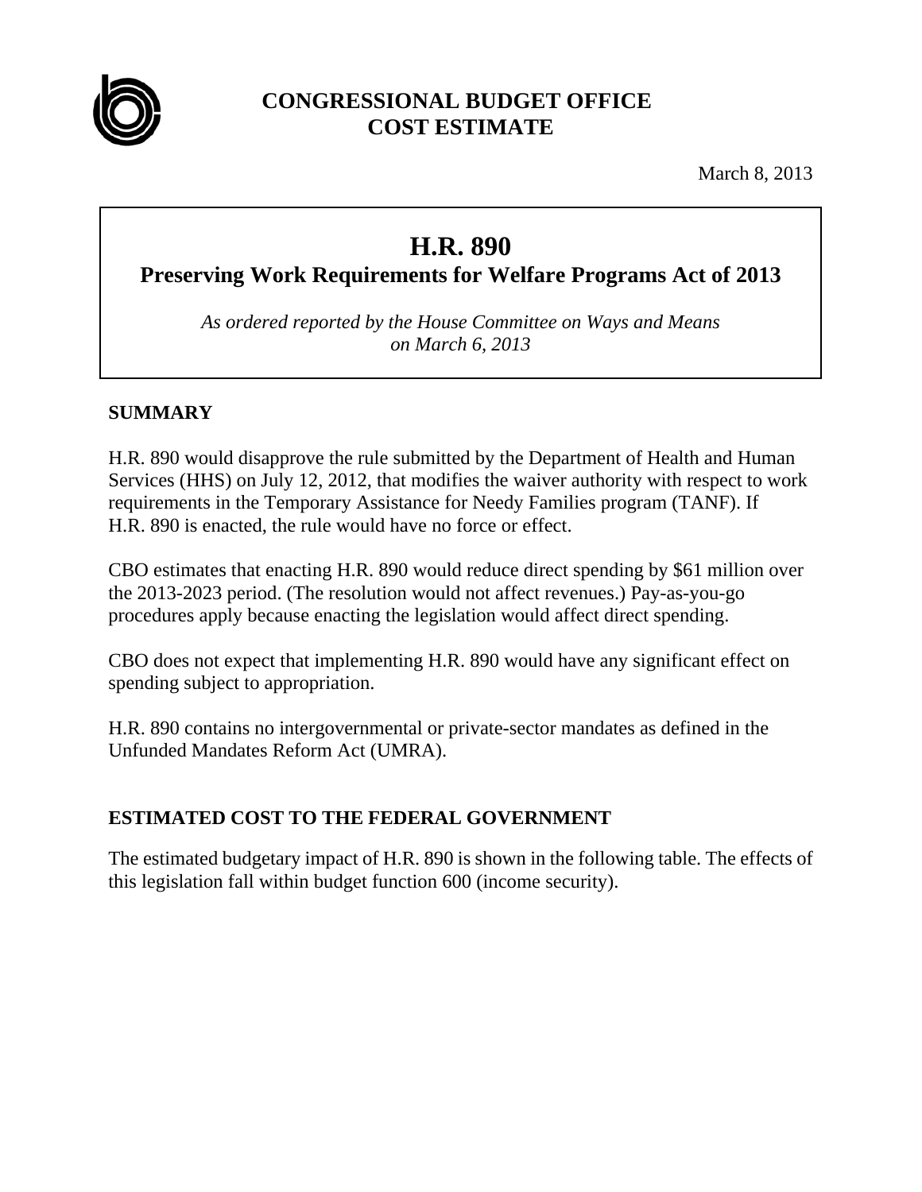# CONGRESSIONAL BUDGET OFFICE
# COST ESTIMATE

March 8, 2013

## H.R. 890
## Preserving Work Requirements for Welfare Programs Act of 2013

*As ordered reported by the House Committee on Ways and Means on March 6, 2013*

### SUMMARY

H.R. 890 would disapprove the rule submitted by the Department of Health and Human Services (HHS) on July 12, 2012, that modifies the waiver authority with respect to work requirements in the Temporary Assistance for Needy Families program (TANF). If H.R. 890 is enacted, the rule would have no force or effect.

CBO estimates that enacting H.R. 890 would reduce direct spending by $61 million over the 2013-2023 period. (The resolution would not affect revenues.) Pay-as-you-go procedures apply because enacting the legislation would affect direct spending.

CBO does not expect that implementing H.R. 890 would have any significant effect on spending subject to appropriation.

H.R. 890 contains no intergovernmental or private-sector mandates as defined in the Unfunded Mandates Reform Act (UMRA).

### ESTIMATED COST TO THE FEDERAL GOVERNMENT

The estimated budgetary impact of H.R. 890 is shown in the following table. The effects of this legislation fall within budget function 600 (income security).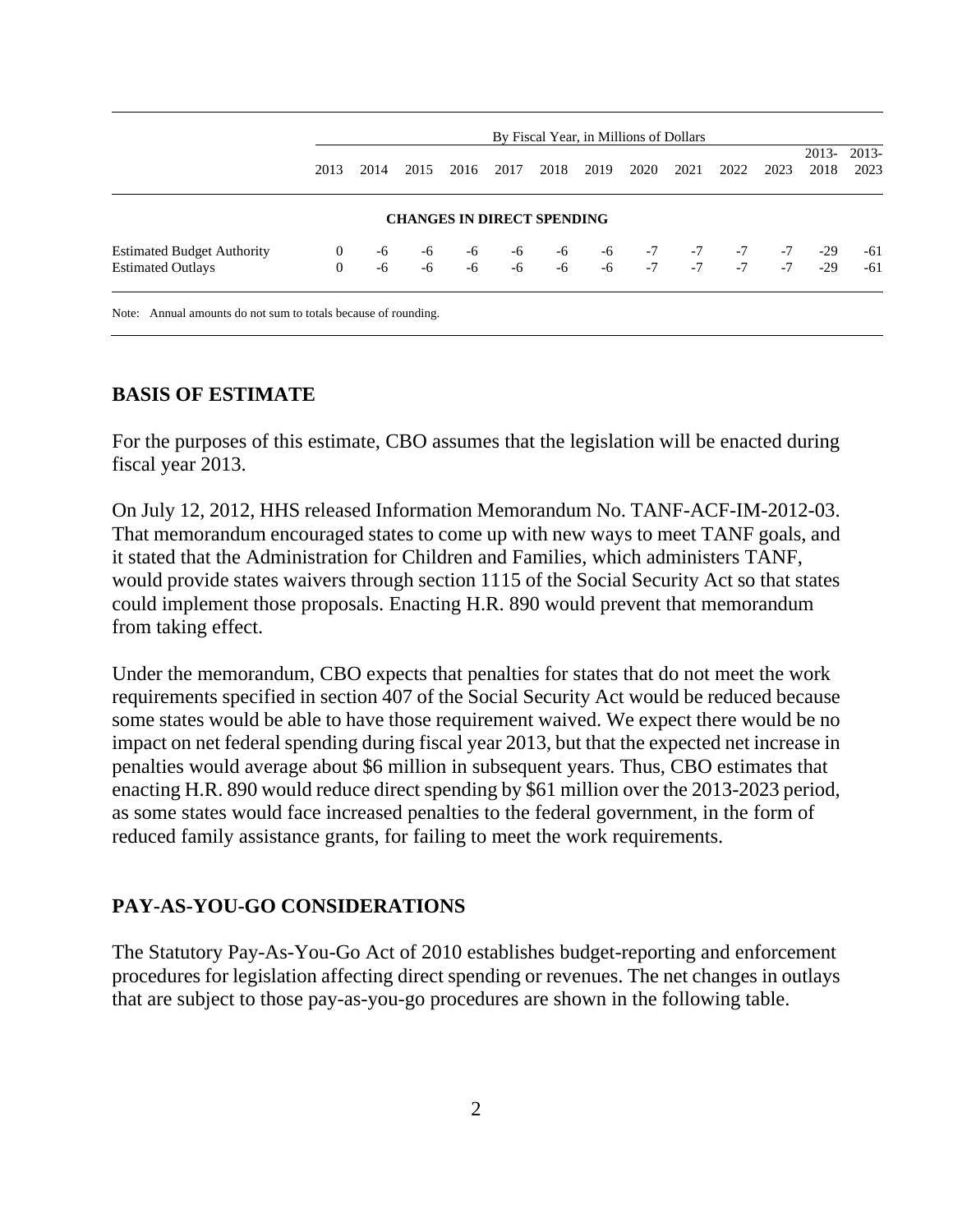| | By Fiscal Year, in Millions of Dollars | | | | | | | | | | | | |
|---|---|---|---|---|---|---|---|---|---|---|---|---|---|
| | 2013 | 2014 | 2015 | 2016 | 2017 | 2018 | 2019 | 2020 | 2021 | 2022 | 2023 | 2013-2018 | 2013-2023 |
| **CHANGES IN DIRECT SPENDING** | | | | | | | | | | | | | |
| Estimated Budget Authority | 0 | -6 | -6 | -6 | -6 | -6 | -6 | -7 | -7 | -7 | -7 | -29 | -61 |
| Estimated Outlays | 0 | -6 | -6 | -6 | -6 | -6 | -6 | -7 | -7 | -7 | -7 | -29 | -61 |

Note: Annual amounts do not sum to totals because of rounding.

## BASIS OF ESTIMATE

For the purposes of this estimate, CBO assumes that the legislation will be enacted during fiscal year 2013.

On July 12, 2012, HHS released Information Memorandum No. TANF-ACF-IM-2012-03. That memorandum encouraged states to come up with new ways to meet TANF goals, and it stated that the Administration for Children and Families, which administers TANF, would provide states waivers through section 1115 of the Social Security Act so that states could implement those proposals. Enacting H.R. 890 would prevent that memorandum from taking effect.

Under the memorandum, CBO expects that penalties for states that do not meet the work requirements specified in section 407 of the Social Security Act would be reduced because some states would be able to have those requirement waived. We expect there would be no impact on net federal spending during fiscal year 2013, but that the expected net increase in penalties would average about $6 million in subsequent years. Thus, CBO estimates that enacting H.R. 890 would reduce direct spending by $61 million over the 2013-2023 period, as some states would face increased penalties to the federal government, in the form of reduced family assistance grants, for failing to meet the work requirements.

## PAY-AS-YOU-GO CONSIDERATIONS

The Statutory Pay-As-You-Go Act of 2010 establishes budget-reporting and enforcement procedures for legislation affecting direct spending or revenues. The net changes in outlays that are subject to those pay-as-you-go procedures are shown in the following table.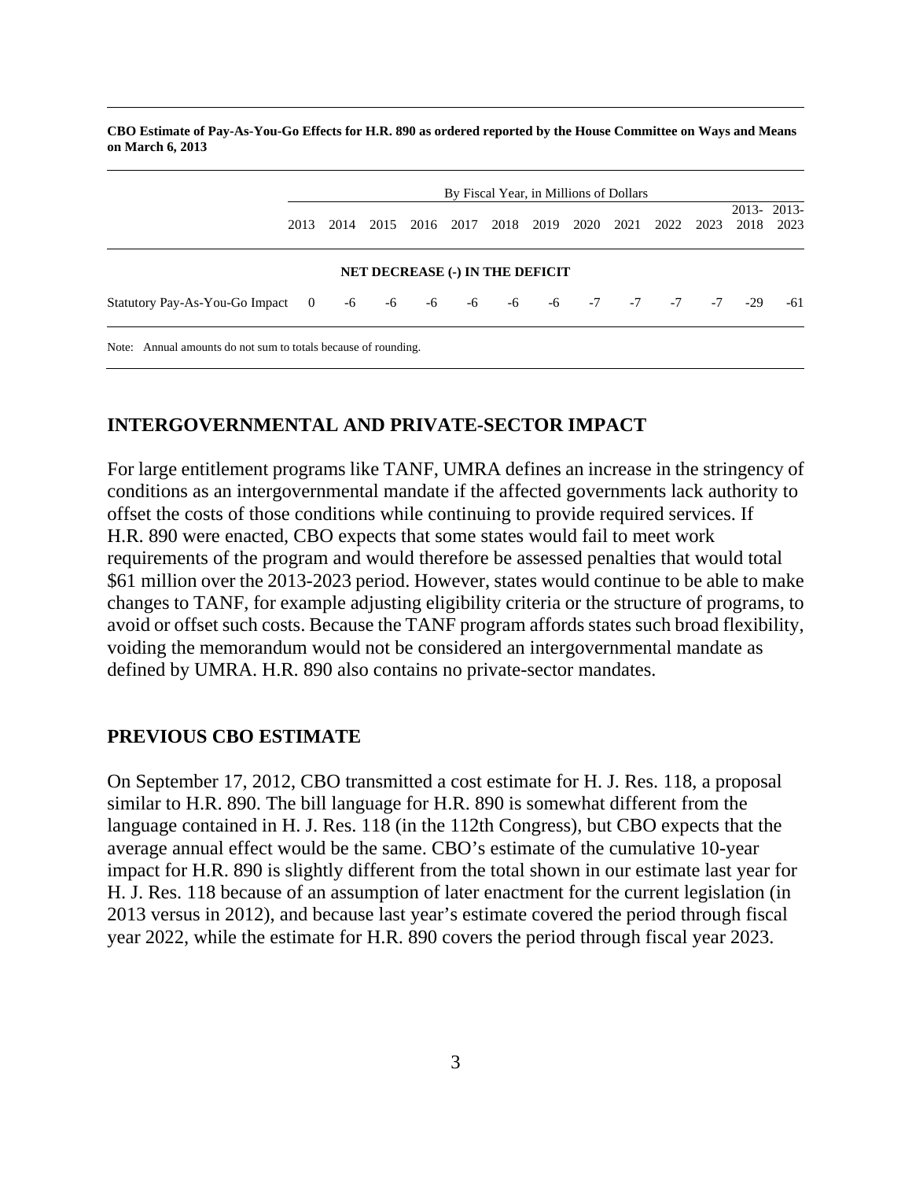**CBO Estimate of Pay-As-You-Go Effects for H.R. 890 as ordered reported by the House Committee on Ways and Means on March 6, 2013**

| | By Fiscal Year, in Millions of Dollars | | | | | | | | | | | | |
|---|---|---|---|---|---|---|---|---|---|---|---|---|---|
| | 2013 | 2014 | 2015 | 2016 | 2017 | 2018 | 2019 | 2020 | 2021 | 2022 | 2023 | 2013-2018 | 2013-2023 |
| **NET DECREASE (-) IN THE DEFICIT** | | | | | | | | | | | | | |
| Statutory Pay-As-You-Go Impact | 0 | -6 | -6 | -6 | -6 | -6 | -6 | -7 | -7 | -7 | -7 | -29 | -61 |

Note: Annual amounts do not sum to totals because of rounding.

## INTERGOVERNMENTAL AND PRIVATE-SECTOR IMPACT

For large entitlement programs like TANF, UMRA defines an increase in the stringency of conditions as an intergovernmental mandate if the affected governments lack authority to offset the costs of those conditions while continuing to provide required services. If H.R. 890 were enacted, CBO expects that some states would fail to meet work requirements of the program and would therefore be assessed penalties that would total \$61 million over the 2013-2023 period. However, states would continue to be able to make changes to TANF, for example adjusting eligibility criteria or the structure of programs, to avoid or offset such costs. Because the TANF program affords states such broad flexibility, voiding the memorandum would not be considered an intergovernmental mandate as defined by UMRA. H.R. 890 also contains no private-sector mandates.

## PREVIOUS CBO ESTIMATE

On September 17, 2012, CBO transmitted a cost estimate for H. J. Res. 118, a proposal similar to H.R. 890. The bill language for H.R. 890 is somewhat different from the language contained in H. J. Res. 118 (in the 112th Congress), but CBO expects that the average annual effect would be the same. CBO's estimate of the cumulative 10-year impact for H.R. 890 is slightly different from the total shown in our estimate last year for H. J. Res. 118 because of an assumption of later enactment for the current legislation (in 2013 versus in 2012), and because last year's estimate covered the period through fiscal year 2022, while the estimate for H.R. 890 covers the period through fiscal year 2023.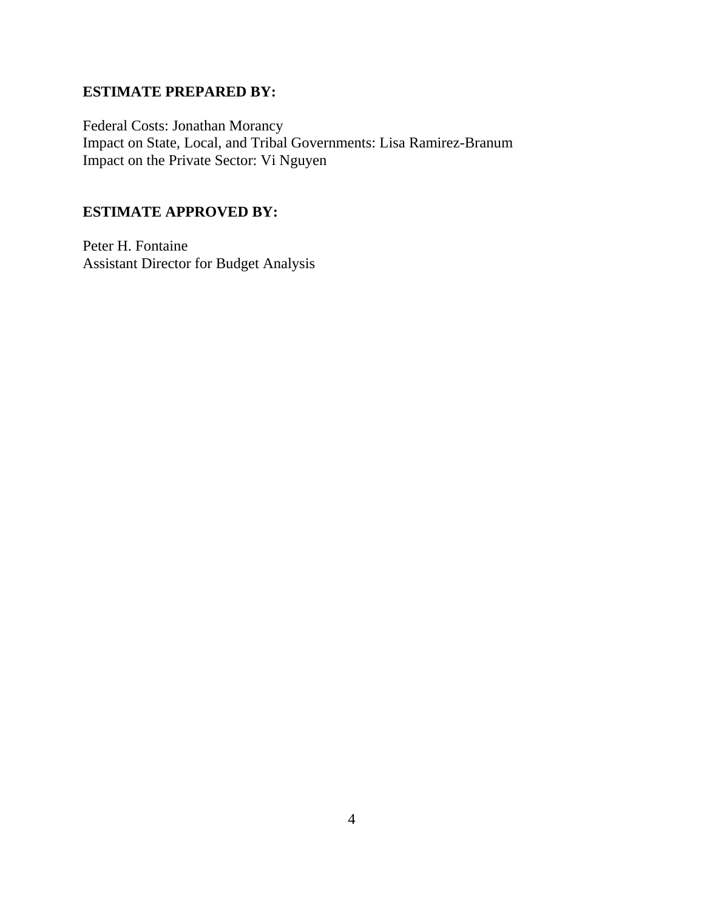**ESTIMATE PREPARED BY:**

Federal Costs: Jonathan Morancy
Impact on State, Local, and Tribal Governments: Lisa Ramirez-Branum
Impact on the Private Sector: Vi Nguyen

**ESTIMATE APPROVED BY:**

Peter H. Fontaine
Assistant Director for Budget Analysis